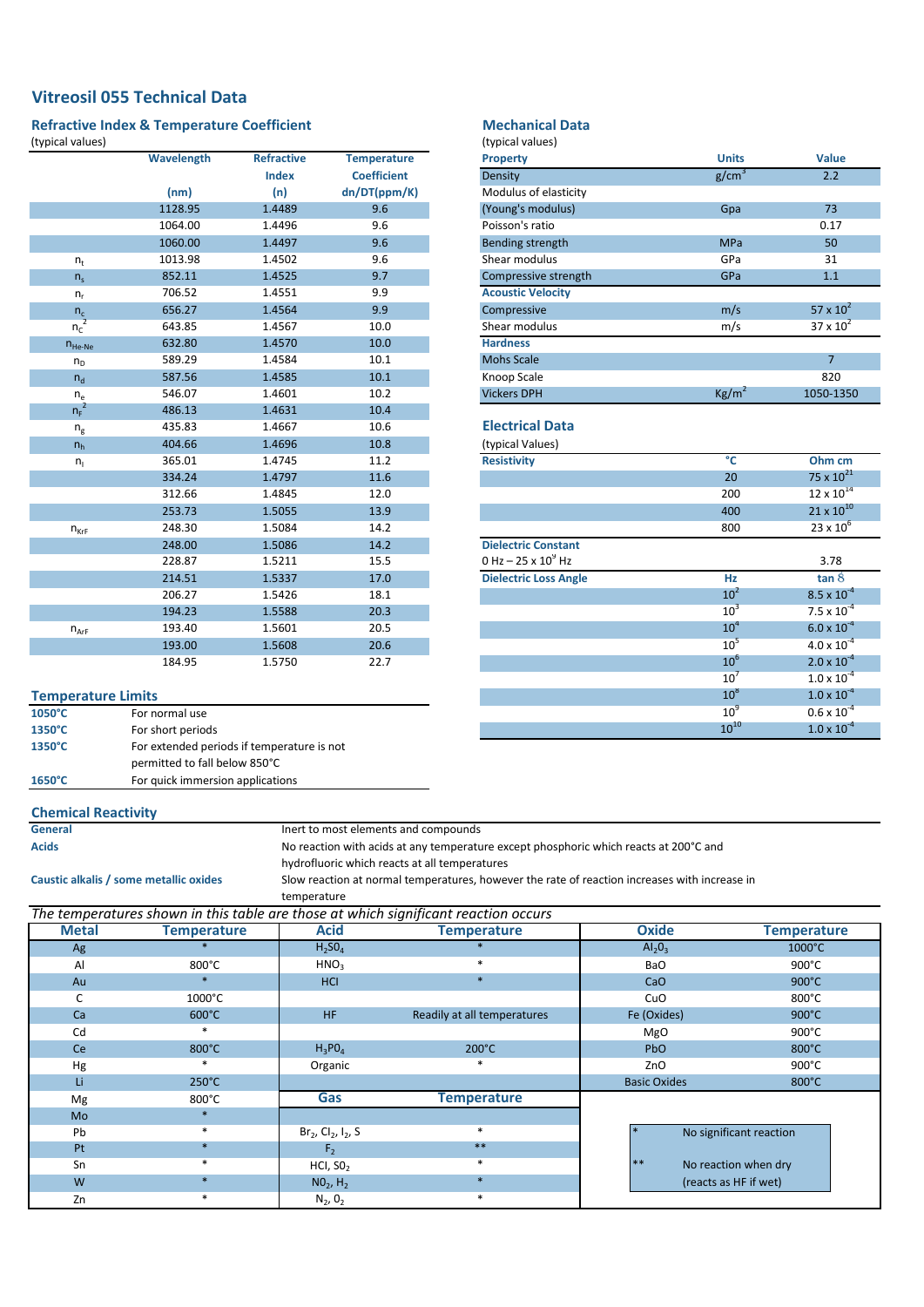# Vitreosil 055 Technical Data

## Refractive Index & Temperature Coefficient

(typical values)

| | Wavelength (nm) | Refractive Index (n) | Temperature Coefficient dn/DT(ppm/K) |
|---|---|---|---|
| | 1128.95 | 1.4489 | 9.6 |
| | 1064.00 | 1.4496 | 9.6 |
| | 1060.00 | 1.4497 | 9.6 |
| $n_t$ | 1013.98 | 1.4502 | 9.6 |
| $n_s$ | 852.11 | 1.4525 | 9.7 |
| $n_r$ | 706.52 | 1.4551 | 9.9 |
| $n_c$ | 656.27 | 1.4564 | 9.9 |
| $n_C^2$ | 643.85 | 1.4567 | 10.0 |
| $n_{He\text{-}Ne}$ | 632.80 | 1.4570 | 10.0 |
| $n_D$ | 589.29 | 1.4584 | 10.1 |
| $n_d$ | 587.56 | 1.4585 | 10.1 |
| $n_e$ | 546.07 | 1.4601 | 10.2 |
| $n_F^2$ | 486.13 | 1.4631 | 10.4 |
| $n_g$ | 435.83 | 1.4667 | 10.6 |
| $n_h$ | 404.66 | 1.4696 | 10.8 |
| $n_i$ | 365.01 | 1.4745 | 11.2 |
| | 334.24 | 1.4797 | 11.6 |
| | 312.66 | 1.4845 | 12.0 |
| | 253.73 | 1.5055 | 13.9 |
| $n_{KrF}$ | 248.30 | 1.5084 | 14.2 |
| | 248.00 | 1.5086 | 14.2 |
| | 228.87 | 1.5211 | 15.5 |
| | 214.51 | 1.5337 | 17.0 |
| | 206.27 | 1.5426 | 18.1 |
| | 194.23 | 1.5588 | 20.3 |
| $n_{ArF}$ | 193.40 | 1.5601 | 20.5 |
| | 193.00 | 1.5608 | 20.6 |
| | 184.95 | 1.5750 | 22.7 |

## Temperature Limits

| | |
|---|---|
| **1050°C** | For normal use |
| **1350°C** | For short periods |
| **1350°C** | For extended periods if temperature is not permitted to fall below 850°C |
| **1650°C** | For quick immersion applications |

## Mechanical Data

(typical values)

| Property | Units | Value |
|---|---|---|
| Density | $g/cm^3$ | 2.2 |
| Modulus of elasticity | | |
| (Young's modulus) | Gpa | 73 |
| Poisson's ratio | | 0.17 |
| Bending strength | MPa | 50 |
| Shear modulus | GPa | 31 |
| Compressive strength | GPa | 1.1 |
| **Acoustic Velocity** | | |
| Compressive | m/s | $57 \times 10^2$ |
| Shear modulus | m/s | $37 \times 10^2$ |
| **Hardness** | | |
| Mohs Scale | | 7 |
| Knoop Scale | | 820 |
| Vickers DPH | $Kg/m^2$ | 1050-1350 |

## Electrical Data

(typical Values)

| Resistivity | °C | Ohm cm |
|---|---|---|
| | 20 | $75 \times 10^{21}$ |
| | 200 | $12 \times 10^{14}$ |
| | 400 | $21 \times 10^{10}$ |
| | 800 | $23 \times 10^{6}$ |
| **Dielectric Constant** | | |
| 0 Hz – $25 \times 10^9$ Hz | | 3.78 |
| **Dielectric Loss Angle** | Hz | tan $\delta$ |
| | $10^2$ | $8.5 \times 10^{-4}$ |
| | $10^3$ | $7.5 \times 10^{-4}$ |
| | $10^4$ | $6.0 \times 10^{-4}$ |
| | $10^5$ | $4.0 \times 10^{-4}$ |
| | $10^6$ | $2.0 \times 10^{-4}$ |
| | $10^7$ | $1.0 \times 10^{-4}$ |
| | $10^8$ | $1.0 \times 10^{-4}$ |
| | $10^9$ | $0.6 \times 10^{-4}$ |
| | $10^{10}$ | $1.0 \times 10^{-4}$ |

## Chemical Reactivity

| | |
|---|---|
| **General** | Inert to most elements and compounds |
| **Acids** | No reaction with acids at any temperature except phosphoric which reacts at 200°C and hydrofluoric which reacts at all temperatures |
| **Caustic alkalis / some metallic oxides** | Slow reaction at normal temperatures, however the rate of reaction increases with increase in temperature |

*The temperatures shown in this table are those at which significant reaction occurs*

| Metal | Temperature | Acid | Temperature | Oxide | Temperature |
|---|---|---|---|---|---|
| Ag | * | $H_2SO_4$ | * | $Al_2O_3$ | 1000°C |
| Al | 800°C | $HNO_3$ | * | BaO | 900°C |
| Au | * | HCl | * | CaO | 900°C |
| C | 1000°C | | | CuO | 800°C |
| Ca | 600°C | HF | Readily at all temperatures | Fe (Oxides) | 900°C |
| Cd | * | | | MgO | 900°C |
| Ce | 800°C | $H_3PO_4$ | 200°C | PbO | 800°C |
| Hg | * | Organic | * | ZnO | 900°C |
| Li | 250°C | | | Basic Oxides | 800°C |
| Mg | 800°C | **Gas** | **Temperature** | | |
| Mo | * | | | | |
| Pb | * | $Br_2$, $Cl_2$, $I_2$, S | * | | |
| Pt | * | $F_2$ | ** | | |
| Sn | * | HCl, $SO_2$ | * | | |
| W | * | $NO_2$, $H_2$ | * | | |
| Zn | * | $N_2$, $O_2$ | * | | |

\* No significant reaction

\*\* No reaction when dry (reacts as HF if wet)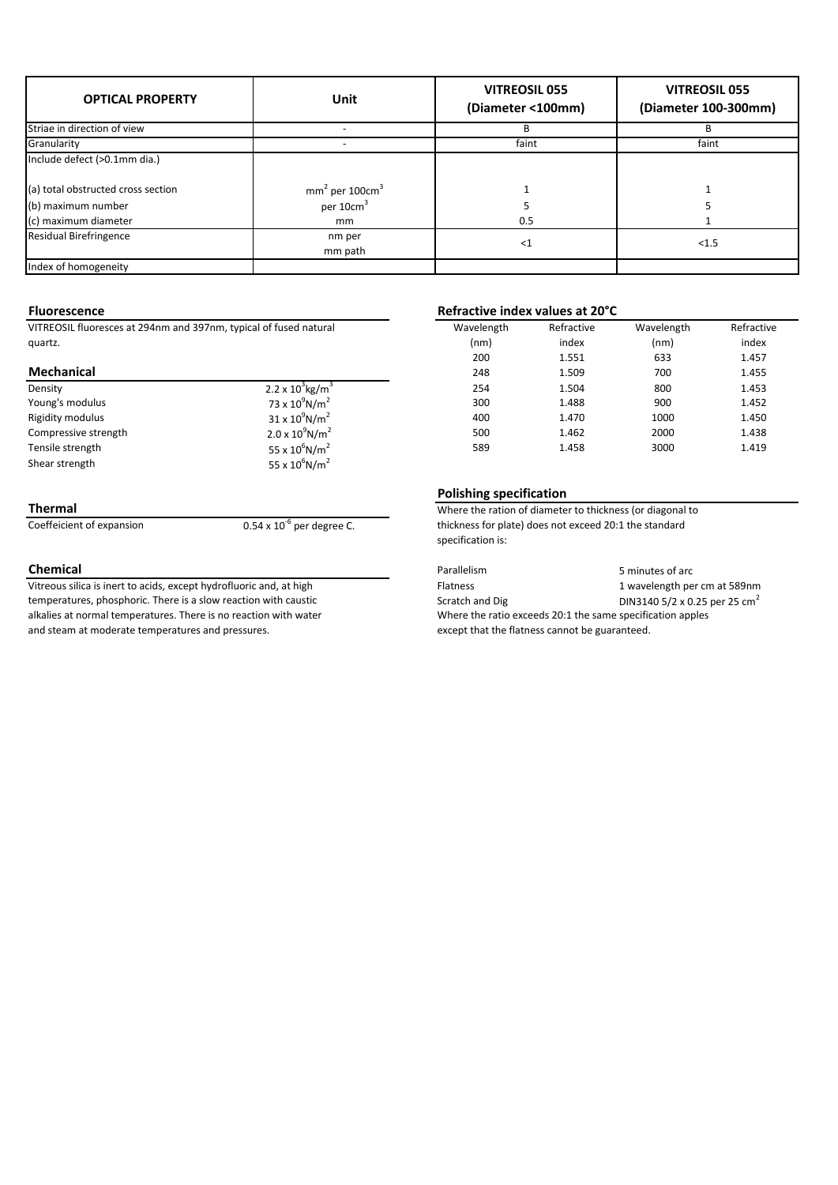| OPTICAL PROPERTY | Unit | VITREOSIL 055 (Diameter <100mm) | VITREOSIL 055 (Diameter 100-300mm) |
|---|---|---|---|
| Striae in direction of view | - | B | B |
| Granularity | - | faint | faint |
| Include defect (>0.1mm dia.) | | | |
| (a) total obstructed cross section | $mm^2$ per $100cm^3$ | 1 | 1 |
| (b) maximum number | per $10cm^3$ | 5 | 5 |
| (c) maximum diameter | mm | 0.5 | 1 |
| Residual Birefringence | nm per mm path | <1 | <1.5 |
| Index of homogeneity | | | |

## Fluorescence

VITREOSIL fluoresces at 294nm and 397nm, typical of fused natural quartz.

## Mechanical

| | |
|---|---|
| Density | $2.2 \times 10^3 kg/m^3$ |
| Young's modulus | $73 \times 10^9 N/m^2$ |
| Rigidity modulus | $31 \times 10^9 N/m^2$ |
| Compressive strength | $2.0 \times 10^9 N/m^2$ |
| Tensile strength | $55 \times 10^6 N/m^2$ |
| Shear strength | $55 \times 10^6 N/m^2$ |

## Thermal

| | |
|---|---|
| Coeffeicient of expansion | $0.54 \times 10^{-6}$ per degree C. |

## Chemical

Vitreous silica is inert to acids, except hydrofluoric and, at high temperatures, phosphoric. There is a slow reaction with caustic alkalies at normal temperatures. There is no reaction with water and steam at moderate temperatures and pressures.

## Refractive index values at 20°C

| Wavelength (nm) | Refractive index | Wavelength (nm) | Refractive index |
|---|---|---|---|
| 200 | 1.551 | 633 | 1.457 |
| 248 | 1.509 | 700 | 1.455 |
| 254 | 1.504 | 800 | 1.453 |
| 300 | 1.488 | 900 | 1.452 |
| 400 | 1.470 | 1000 | 1.450 |
| 500 | 1.462 | 2000 | 1.438 |
| 589 | 1.458 | 3000 | 1.419 |

## Polishing specification

Where the ration of diameter to thickness (or diagonal to thickness for plate) does not exceed 20:1 the standard specification is:

| | |
|---|---|
| Parallelism | 5 minutes of arc |
| Flatness | 1 wavelength per cm at 589nm |
| Scratch and Dig | DIN3140 5/2 x 0.25 per 25 $cm^2$ |

Where the ratio exceeds 20:1 the same specification apples except that the flatness cannot be guaranteed.